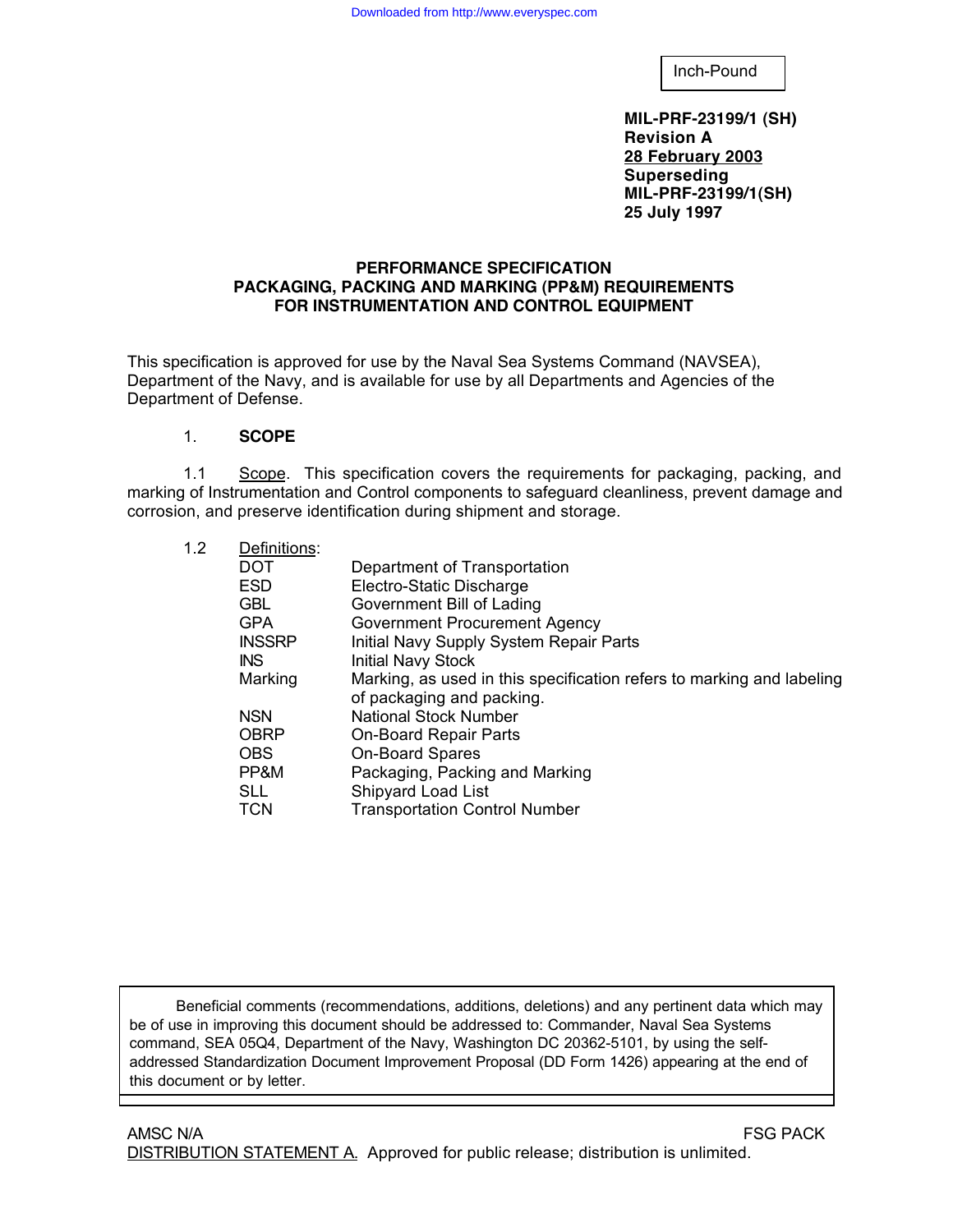Inch-Pound

**MIL-PRF-23199/1 (SH)**
**Revision A**
**28 February 2003**
**Superseding**
**MIL-PRF-23199/1(SH)**
**25 July 1997**

# PERFORMANCE SPECIFICATION
# PACKAGING, PACKING AND MARKING (PP&M) REQUIREMENTS FOR INSTRUMENTATION AND CONTROL EQUIPMENT

This specification is approved for use by the Naval Sea Systems Command (NAVSEA), Department of the Navy, and is available for use by all Departments and Agencies of the Department of Defense.

## 1. SCOPE

1.1 Scope. This specification covers the requirements for packaging, packing, and marking of Instrumentation and Control components to safeguard cleanliness, prevent damage and corrosion, and preserve identification during shipment and storage.

1.2 Definitions:

| | |
|---|---|
| DOT | Department of Transportation |
| ESD | Electro-Static Discharge |
| GBL | Government Bill of Lading |
| GPA | Government Procurement Agency |
| INSSRP | Initial Navy Supply System Repair Parts |
| INS | Initial Navy Stock |
| Marking | Marking, as used in this specification refers to marking and labeling of packaging and packing. |
| NSN | National Stock Number |
| OBRP | On-Board Repair Parts |
| OBS | On-Board Spares |
| PP&M | Packaging, Packing and Marking |
| SLL | Shipyard Load List |
| TCN | Transportation Control Number |

Beneficial comments (recommendations, additions, deletions) and any pertinent data which may be of use in improving this document should be addressed to: Commander, Naval Sea Systems command, SEA 05Q4, Department of the Navy, Washington DC 20362-5101, by using the self-addressed Standardization Document Improvement Proposal (DD Form 1426) appearing at the end of this document or by letter.

AMSC N/A FSG PACK

DISTRIBUTION STATEMENT A. Approved for public release; distribution is unlimited.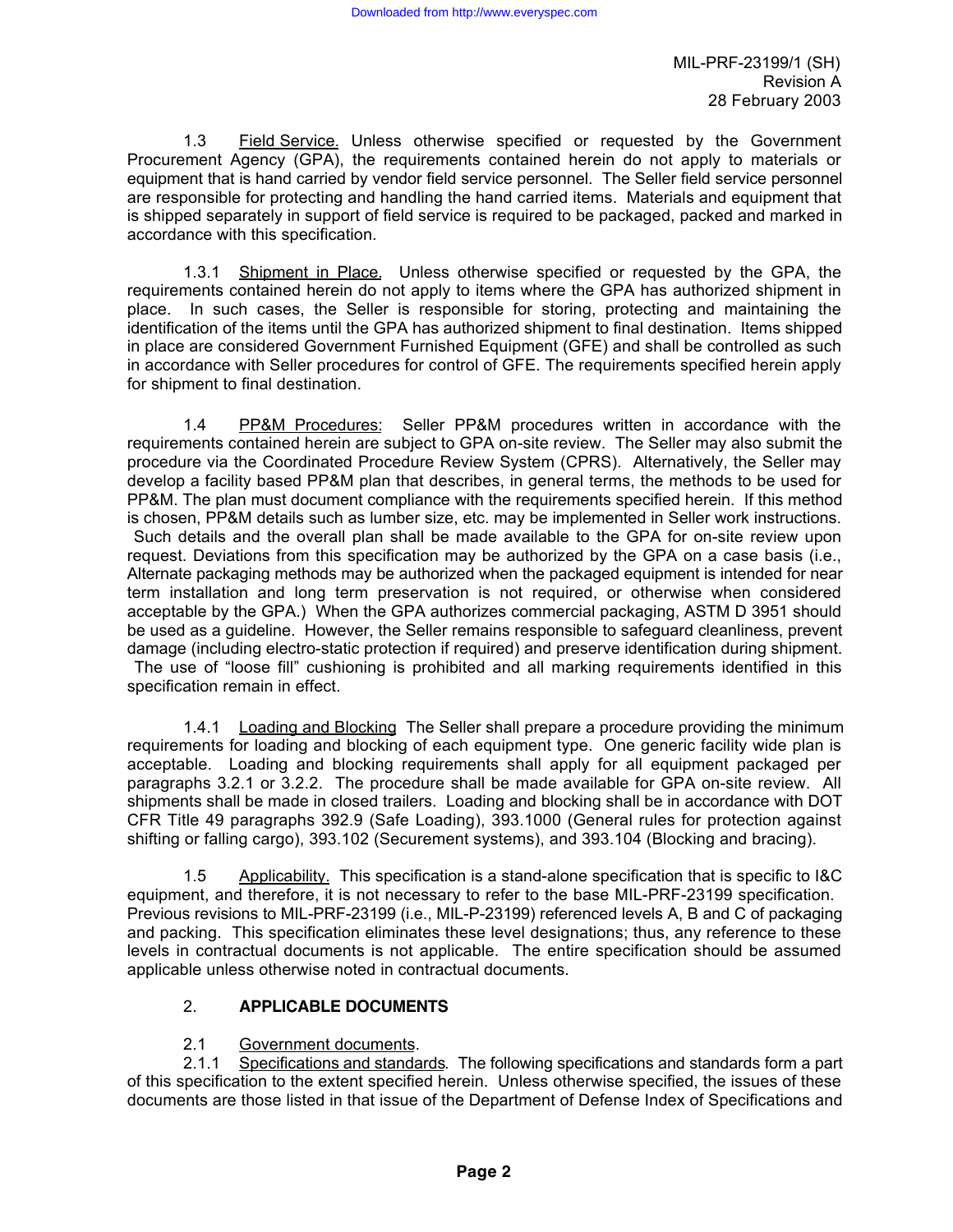1.3 Field Service. Unless otherwise specified or requested by the Government Procurement Agency (GPA), the requirements contained herein do not apply to materials or equipment that is hand carried by vendor field service personnel. The Seller field service personnel are responsible for protecting and handling the hand carried items. Materials and equipment that is shipped separately in support of field service is required to be packaged, packed and marked in accordance with this specification.

1.3.1 Shipment in Place. Unless otherwise specified or requested by the GPA, the requirements contained herein do not apply to items where the GPA has authorized shipment in place. In such cases, the Seller is responsible for storing, protecting and maintaining the identification of the items until the GPA has authorized shipment to final destination. Items shipped in place are considered Government Furnished Equipment (GFE) and shall be controlled as such in accordance with Seller procedures for control of GFE. The requirements specified herein apply for shipment to final destination.

1.4 PP&M Procedures: Seller PP&M procedures written in accordance with the requirements contained herein are subject to GPA on-site review. The Seller may also submit the procedure via the Coordinated Procedure Review System (CPRS). Alternatively, the Seller may develop a facility based PP&M plan that describes, in general terms, the methods to be used for PP&M. The plan must document compliance with the requirements specified herein. If this method is chosen, PP&M details such as lumber size, etc. may be implemented in Seller work instructions. Such details and the overall plan shall be made available to the GPA for on-site review upon request. Deviations from this specification may be authorized by the GPA on a case basis (i.e., Alternate packaging methods may be authorized when the packaged equipment is intended for near term installation and long term preservation is not required, or otherwise when considered acceptable by the GPA.) When the GPA authorizes commercial packaging, ASTM D 3951 should be used as a guideline. However, the Seller remains responsible to safeguard cleanliness, prevent damage (including electro-static protection if required) and preserve identification during shipment. The use of "loose fill" cushioning is prohibited and all marking requirements identified in this specification remain in effect.

1.4.1 Loading and Blocking The Seller shall prepare a procedure providing the minimum requirements for loading and blocking of each equipment type. One generic facility wide plan is acceptable. Loading and blocking requirements shall apply for all equipment packaged per paragraphs 3.2.1 or 3.2.2. The procedure shall be made available for GPA on-site review. All shipments shall be made in closed trailers. Loading and blocking shall be in accordance with DOT CFR Title 49 paragraphs 392.9 (Safe Loading), 393.1000 (General rules for protection against shifting or falling cargo), 393.102 (Securement systems), and 393.104 (Blocking and bracing).

1.5 Applicability. This specification is a stand-alone specification that is specific to I&C equipment, and therefore, it is not necessary to refer to the base MIL-PRF-23199 specification. Previous revisions to MIL-PRF-23199 (i.e., MIL-P-23199) referenced levels A, B and C of packaging and packing. This specification eliminates these level designations; thus, any reference to these levels in contractual documents is not applicable. The entire specification should be assumed applicable unless otherwise noted in contractual documents.

## 2. APPLICABLE DOCUMENTS

2.1 Government documents.

2.1.1 Specifications and standards. The following specifications and standards form a part of this specification to the extent specified herein. Unless otherwise specified, the issues of these documents are those listed in that issue of the Department of Defense Index of Specifications and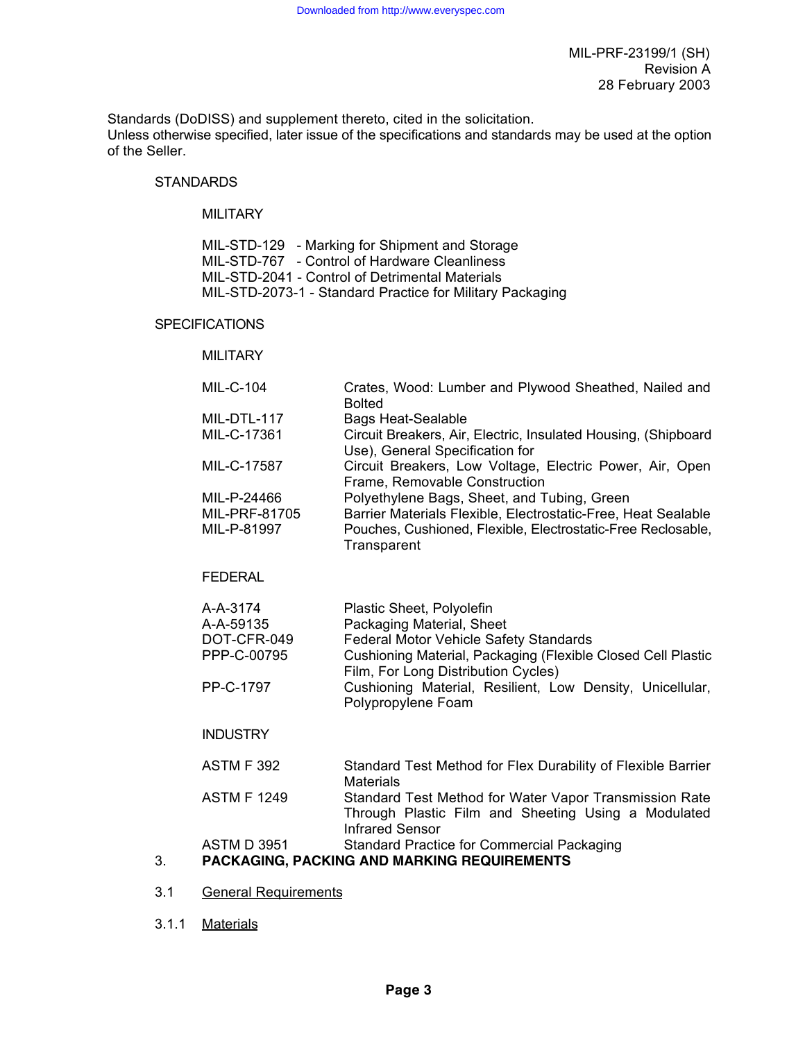Standards (DoDISS) and supplement thereto, cited in the solicitation.
Unless otherwise specified, later issue of the specifications and standards may be used at the option of the Seller.

STANDARDS

MILITARY

MIL-STD-129 - Marking for Shipment and Storage
MIL-STD-767 - Control of Hardware Cleanliness
MIL-STD-2041 - Control of Detrimental Materials
MIL-STD-2073-1 - Standard Practice for Military Packaging

SPECIFICATIONS

MILITARY

| | |
|---|---|
| MIL-C-104 | Crates, Wood: Lumber and Plywood Sheathed, Nailed and Bolted |
| MIL-DTL-117 | Bags Heat-Sealable |
| MIL-C-17361 | Circuit Breakers, Air, Electric, Insulated Housing, (Shipboard Use), General Specification for |
| MIL-C-17587 | Circuit Breakers, Low Voltage, Electric Power, Air, Open Frame, Removable Construction |
| MIL-P-24466 | Polyethylene Bags, Sheet, and Tubing, Green |
| MIL-PRF-81705 | Barrier Materials Flexible, Electrostatic-Free, Heat Sealable |
| MIL-P-81997 | Pouches, Cushioned, Flexible, Electrostatic-Free Reclosable, Transparent |

FEDERAL

| | |
|---|---|
| A-A-3174 | Plastic Sheet, Polyolefin |
| A-A-59135 | Packaging Material, Sheet |
| DOT-CFR-049 | Federal Motor Vehicle Safety Standards |
| PPP-C-00795 | Cushioning Material, Packaging (Flexible Closed Cell Plastic Film, For Long Distribution Cycles) |
| PP-C-1797 | Cushioning Material, Resilient, Low Density, Unicellular, Polypropylene Foam |

INDUSTRY

| | |
|---|---|
| ASTM F 392 | Standard Test Method for Flex Durability of Flexible Barrier Materials |
| ASTM F 1249 | Standard Test Method for Water Vapor Transmission Rate Through Plastic Film and Sheeting Using a Modulated Infrared Sensor |
| ASTM D 3951 | Standard Practice for Commercial Packaging |

## 3. PACKAGING, PACKING AND MARKING REQUIREMENTS

### 3.1 General Requirements

#### 3.1.1 Materials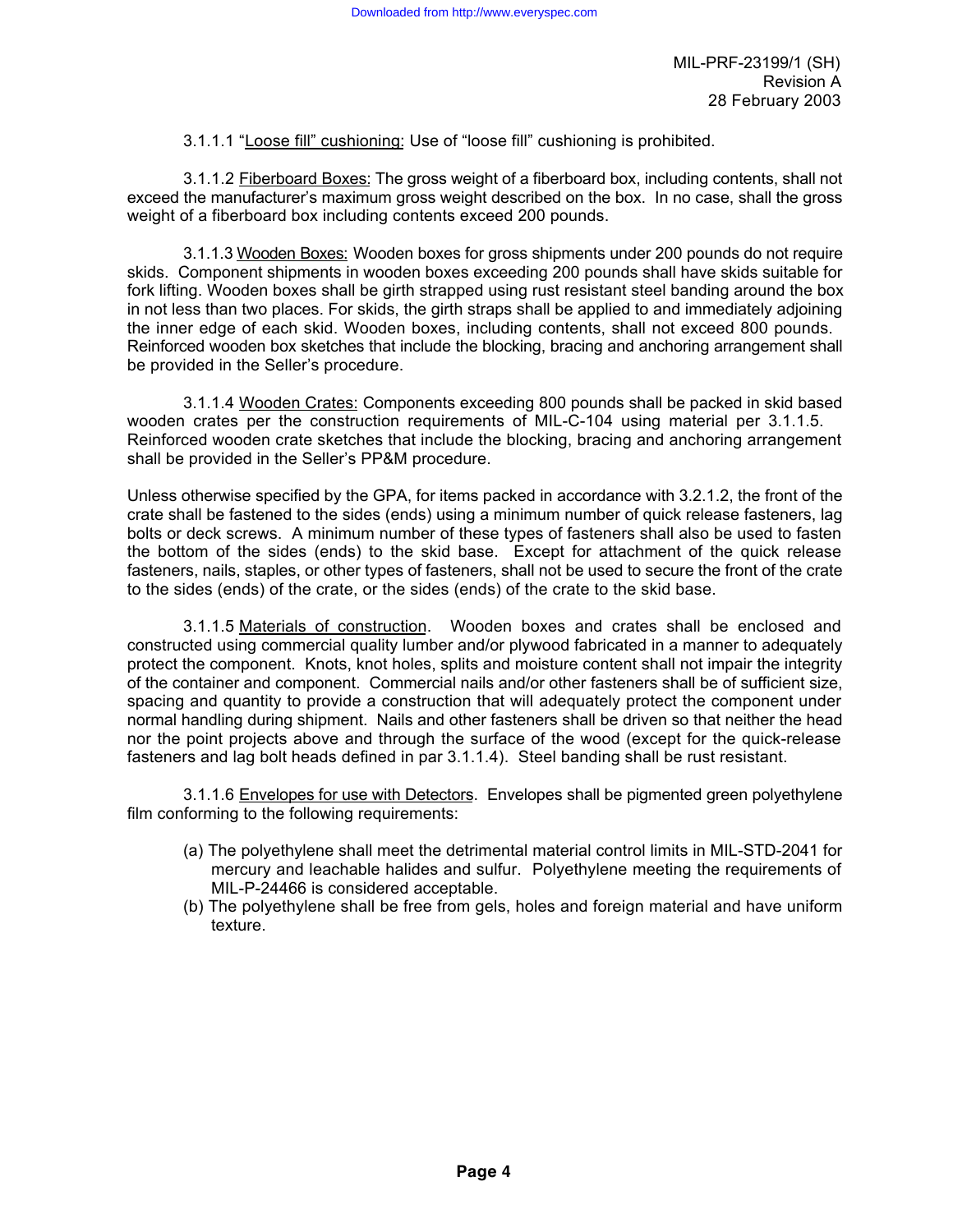3.1.1.1 "Loose fill" cushioning: Use of "loose fill" cushioning is prohibited.

3.1.1.2 Fiberboard Boxes: The gross weight of a fiberboard box, including contents, shall not exceed the manufacturer's maximum gross weight described on the box. In no case, shall the gross weight of a fiberboard box including contents exceed 200 pounds.

3.1.1.3 Wooden Boxes: Wooden boxes for gross shipments under 200 pounds do not require skids. Component shipments in wooden boxes exceeding 200 pounds shall have skids suitable for fork lifting. Wooden boxes shall be girth strapped using rust resistant steel banding around the box in not less than two places. For skids, the girth straps shall be applied to and immediately adjoining the inner edge of each skid. Wooden boxes, including contents, shall not exceed 800 pounds. Reinforced wooden box sketches that include the blocking, bracing and anchoring arrangement shall be provided in the Seller's procedure.

3.1.1.4 Wooden Crates: Components exceeding 800 pounds shall be packed in skid based wooden crates per the construction requirements of MIL-C-104 using material per 3.1.1.5. Reinforced wooden crate sketches that include the blocking, bracing and anchoring arrangement shall be provided in the Seller's PP&M procedure.

Unless otherwise specified by the GPA, for items packed in accordance with 3.2.1.2, the front of the crate shall be fastened to the sides (ends) using a minimum number of quick release fasteners, lag bolts or deck screws. A minimum number of these types of fasteners shall also be used to fasten the bottom of the sides (ends) to the skid base. Except for attachment of the quick release fasteners, nails, staples, or other types of fasteners, shall not be used to secure the front of the crate to the sides (ends) of the crate, or the sides (ends) of the crate to the skid base.

3.1.1.5 Materials of construction. Wooden boxes and crates shall be enclosed and constructed using commercial quality lumber and/or plywood fabricated in a manner to adequately protect the component. Knots, knot holes, splits and moisture content shall not impair the integrity of the container and component. Commercial nails and/or other fasteners shall be of sufficient size, spacing and quantity to provide a construction that will adequately protect the component under normal handling during shipment. Nails and other fasteners shall be driven so that neither the head nor the point projects above and through the surface of the wood (except for the quick-release fasteners and lag bolt heads defined in par 3.1.1.4). Steel banding shall be rust resistant.

3.1.1.6 Envelopes for use with Detectors. Envelopes shall be pigmented green polyethylene film conforming to the following requirements:

(a) The polyethylene shall meet the detrimental material control limits in MIL-STD-2041 for mercury and leachable halides and sulfur. Polyethylene meeting the requirements of MIL-P-24466 is considered acceptable.

(b) The polyethylene shall be free from gels, holes and foreign material and have uniform texture.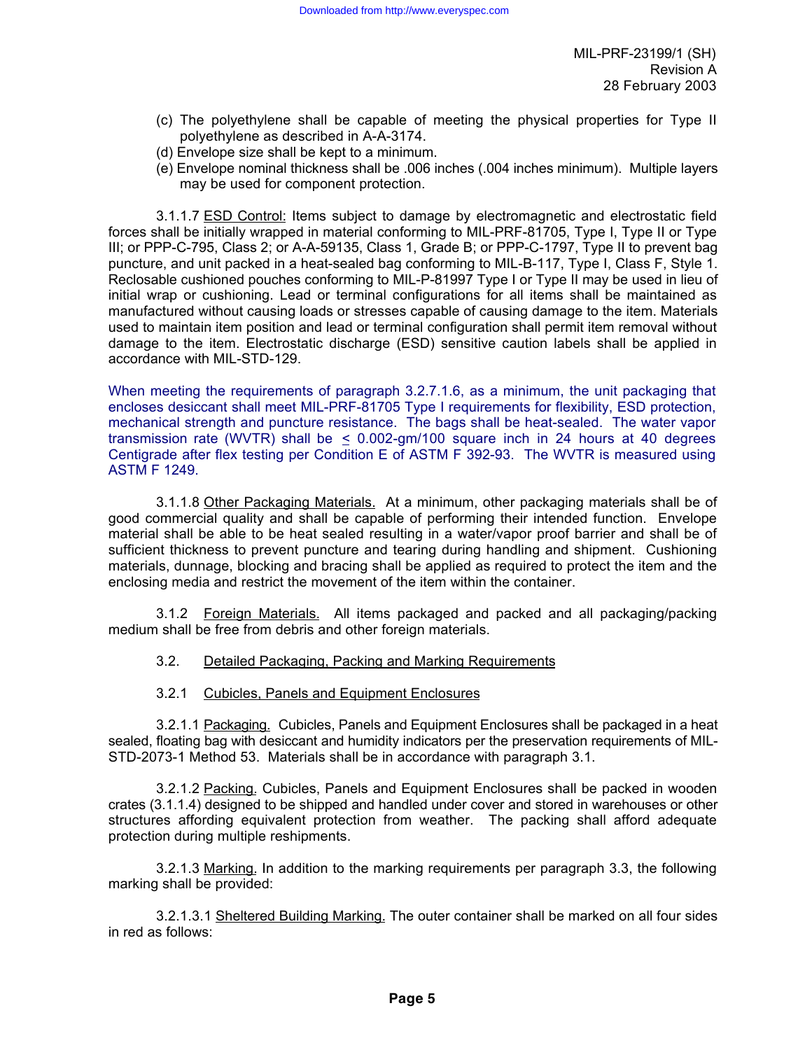(c) The polyethylene shall be capable of meeting the physical properties for Type II polyethylene as described in A-A-3174.

(d) Envelope size shall be kept to a minimum.

(e) Envelope nominal thickness shall be .006 inches (.004 inches minimum). Multiple layers may be used for component protection.

3.1.1.7 ESD Control: Items subject to damage by electromagnetic and electrostatic field forces shall be initially wrapped in material conforming to MIL-PRF-81705, Type I, Type II or Type III; or PPP-C-795, Class 2; or A-A-59135, Class 1, Grade B; or PPP-C-1797, Type II to prevent bag puncture, and unit packed in a heat-sealed bag conforming to MIL-B-117, Type I, Class F, Style 1. Reclosable cushioned pouches conforming to MIL-P-81997 Type I or Type II may be used in lieu of initial wrap or cushioning. Lead or terminal configurations for all items shall be maintained as manufactured without causing loads or stresses capable of causing damage to the item. Materials used to maintain item position and lead or terminal configuration shall permit item removal without damage to the item. Electrostatic discharge (ESD) sensitive caution labels shall be applied in accordance with MIL-STD-129.

When meeting the requirements of paragraph 3.2.7.1.6, as a minimum, the unit packaging that encloses desiccant shall meet MIL-PRF-81705 Type I requirements for flexibility, ESD protection, mechanical strength and puncture resistance. The bags shall be heat-sealed. The water vapor transmission rate (WVTR) shall be $\leq$ 0.002-gm/100 square inch in 24 hours at 40 degrees Centigrade after flex testing per Condition E of ASTM F 392-93. The WVTR is measured using ASTM F 1249.

3.1.1.8 Other Packaging Materials. At a minimum, other packaging materials shall be of good commercial quality and shall be capable of performing their intended function. Envelope material shall be able to be heat sealed resulting in a water/vapor proof barrier and shall be of sufficient thickness to prevent puncture and tearing during handling and shipment. Cushioning materials, dunnage, blocking and bracing shall be applied as required to protect the item and the enclosing media and restrict the movement of the item within the container.

3.1.2 Foreign Materials. All items packaged and packed and all packaging/packing medium shall be free from debris and other foreign materials.

3.2. Detailed Packaging, Packing and Marking Requirements

3.2.1 Cubicles, Panels and Equipment Enclosures

3.2.1.1 Packaging. Cubicles, Panels and Equipment Enclosures shall be packaged in a heat sealed, floating bag with desiccant and humidity indicators per the preservation requirements of MIL-STD-2073-1 Method 53. Materials shall be in accordance with paragraph 3.1.

3.2.1.2 Packing. Cubicles, Panels and Equipment Enclosures shall be packed in wooden crates (3.1.1.4) designed to be shipped and handled under cover and stored in warehouses or other structures affording equivalent protection from weather. The packing shall afford adequate protection during multiple reshipments.

3.2.1.3 Marking. In addition to the marking requirements per paragraph 3.3, the following marking shall be provided:

3.2.1.3.1 Sheltered Building Marking. The outer container shall be marked on all four sides in red as follows: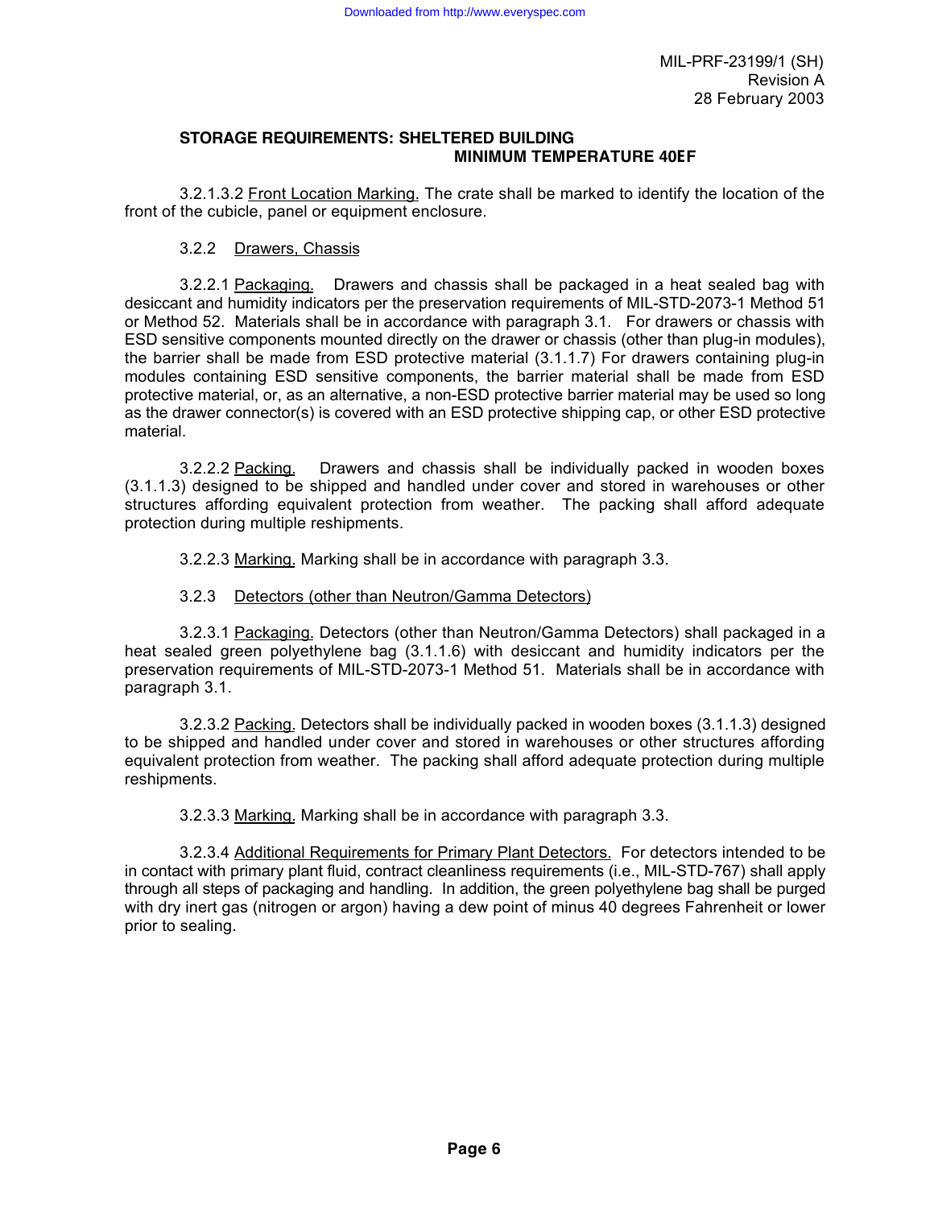**STORAGE REQUIREMENTS: SHELTERED BUILDING**
**MINIMUM TEMPERATURE 40EF**

3.2.1.3.2 Front Location Marking. The crate shall be marked to identify the location of the front of the cubicle, panel or equipment enclosure.

3.2.2 Drawers, Chassis

3.2.2.1 Packaging. Drawers and chassis shall be packaged in a heat sealed bag with desiccant and humidity indicators per the preservation requirements of MIL-STD-2073-1 Method 51 or Method 52. Materials shall be in accordance with paragraph 3.1. For drawers or chassis with ESD sensitive components mounted directly on the drawer or chassis (other than plug-in modules), the barrier shall be made from ESD protective material (3.1.1.7) For drawers containing plug-in modules containing ESD sensitive components, the barrier material shall be made from ESD protective material, or, as an alternative, a non-ESD protective barrier material may be used so long as the drawer connector(s) is covered with an ESD protective shipping cap, or other ESD protective material.

3.2.2.2 Packing. Drawers and chassis shall be individually packed in wooden boxes (3.1.1.3) designed to be shipped and handled under cover and stored in warehouses or other structures affording equivalent protection from weather. The packing shall afford adequate protection during multiple reshipments.

3.2.2.3 Marking. Marking shall be in accordance with paragraph 3.3.

3.2.3 Detectors (other than Neutron/Gamma Detectors)

3.2.3.1 Packaging. Detectors (other than Neutron/Gamma Detectors) shall packaged in a heat sealed green polyethylene bag (3.1.1.6) with desiccant and humidity indicators per the preservation requirements of MIL-STD-2073-1 Method 51. Materials shall be in accordance with paragraph 3.1.

3.2.3.2 Packing. Detectors shall be individually packed in wooden boxes (3.1.1.3) designed to be shipped and handled under cover and stored in warehouses or other structures affording equivalent protection from weather. The packing shall afford adequate protection during multiple reshipments.

3.2.3.3 Marking. Marking shall be in accordance with paragraph 3.3.

3.2.3.4 Additional Requirements for Primary Plant Detectors. For detectors intended to be in contact with primary plant fluid, contract cleanliness requirements (i.e., MIL-STD-767) shall apply through all steps of packaging and handling. In addition, the green polyethylene bag shall be purged with dry inert gas (nitrogen or argon) having a dew point of minus 40 degrees Fahrenheit or lower prior to sealing.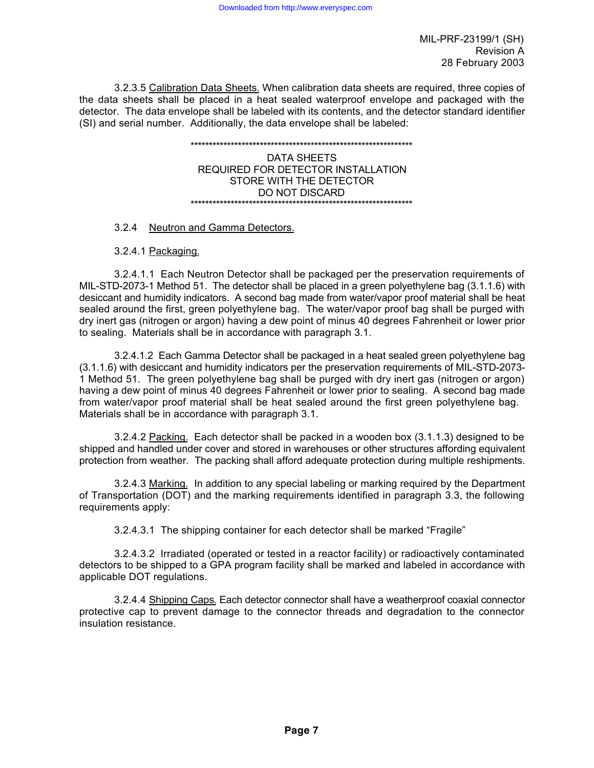3.2.3.5 Calibration Data Sheets. When calibration data sheets are required, three copies of the data sheets shall be placed in a heat sealed waterproof envelope and packaged with the detector. The data envelope shall be labeled with its contents, and the detector standard identifier (SI) and serial number. Additionally, the data envelope shall be labeled:

**************************************************************

DATA SHEETS
REQUIRED FOR DETECTOR INSTALLATION
STORE WITH THE DETECTOR
DO NOT DISCARD

**************************************************************

3.2.4 Neutron and Gamma Detectors.

3.2.4.1 Packaging.

3.2.4.1.1 Each Neutron Detector shall be packaged per the preservation requirements of MIL-STD-2073-1 Method 51. The detector shall be placed in a green polyethylene bag (3.1.1.6) with desiccant and humidity indicators. A second bag made from water/vapor proof material shall be heat sealed around the first, green polyethylene bag. The water/vapor proof bag shall be purged with dry inert gas (nitrogen or argon) having a dew point of minus 40 degrees Fahrenheit or lower prior to sealing. Materials shall be in accordance with paragraph 3.1.

3.2.4.1.2 Each Gamma Detector shall be packaged in a heat sealed green polyethylene bag (3.1.1.6) with desiccant and humidity indicators per the preservation requirements of MIL-STD-2073-1 Method 51. The green polyethylene bag shall be purged with dry inert gas (nitrogen or argon) having a dew point of minus 40 degrees Fahrenheit or lower prior to sealing. A second bag made from water/vapor proof material shall be heat sealed around the first polyethylene bag. Materials shall be in accordance with paragraph 3.1.

3.2.4.2 Packing. Each detector shall be packed in a wooden box (3.1.1.3) designed to be shipped and handled under cover and stored in warehouses or other structures affording equivalent protection from weather. The packing shall afford adequate protection during multiple reshipments.

3.2.4.3 Marking. In addition to any special labeling or marking required by the Department of Transportation (DOT) and the marking requirements identified in paragraph 3.3, the following requirements apply:

3.2.4.3.1 The shipping container for each detector shall be marked "Fragile"

3.2.4.3.2 Irradiated (operated or tested in a reactor facility) or radioactively contaminated detectors to be shipped to a GPA program facility shall be marked and labeled in accordance with applicable DOT regulations.

3.2.4.4 Shipping Caps. Each detector connector shall have a weatherproof coaxial connector protective cap to prevent damage to the connector threads and degradation to the connector insulation resistance.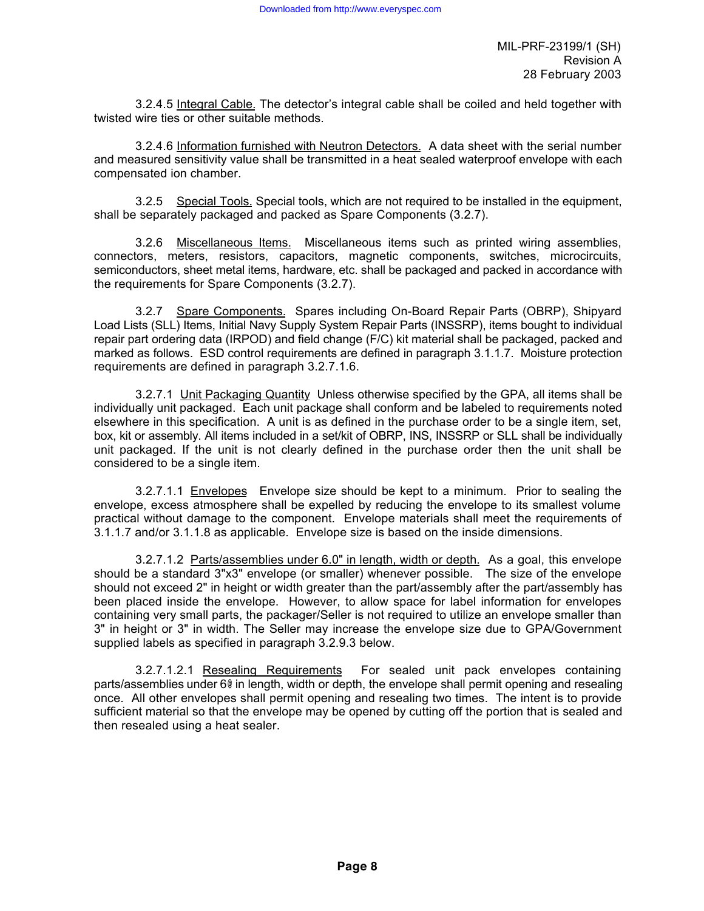3.2.4.5 Integral Cable. The detector's integral cable shall be coiled and held together with twisted wire ties or other suitable methods.

3.2.4.6 Information furnished with Neutron Detectors. A data sheet with the serial number and measured sensitivity value shall be transmitted in a heat sealed waterproof envelope with each compensated ion chamber.

3.2.5 Special Tools. Special tools, which are not required to be installed in the equipment, shall be separately packaged and packed as Spare Components (3.2.7).

3.2.6 Miscellaneous Items. Miscellaneous items such as printed wiring assemblies, connectors, meters, resistors, capacitors, magnetic components, switches, microcircuits, semiconductors, sheet metal items, hardware, etc. shall be packaged and packed in accordance with the requirements for Spare Components (3.2.7).

3.2.7 Spare Components. Spares including On-Board Repair Parts (OBRP), Shipyard Load Lists (SLL) Items, Initial Navy Supply System Repair Parts (INSSRP), items bought to individual repair part ordering data (IRPOD) and field change (F/C) kit material shall be packaged, packed and marked as follows. ESD control requirements are defined in paragraph 3.1.1.7. Moisture protection requirements are defined in paragraph 3.2.7.1.6.

3.2.7.1 Unit Packaging Quantity Unless otherwise specified by the GPA, all items shall be individually unit packaged. Each unit package shall conform and be labeled to requirements noted elsewhere in this specification. A unit is as defined in the purchase order to be a single item, set, box, kit or assembly. All items included in a set/kit of OBRP, INS, INSSRP or SLL shall be individually unit packaged. If the unit is not clearly defined in the purchase order then the unit shall be considered to be a single item.

3.2.7.1.1 Envelopes Envelope size should be kept to a minimum. Prior to sealing the envelope, excess atmosphere shall be expelled by reducing the envelope to its smallest volume practical without damage to the component. Envelope materials shall meet the requirements of 3.1.1.7 and/or 3.1.1.8 as applicable. Envelope size is based on the inside dimensions.

3.2.7.1.2 Parts/assemblies under 6.0" in length, width or depth. As a goal, this envelope should be a standard 3"x3" envelope (or smaller) whenever possible. The size of the envelope should not exceed 2" in height or width greater than the part/assembly after the part/assembly has been placed inside the envelope. However, to allow space for label information for envelopes containing very small parts, the packager/Seller is not required to utilize an envelope smaller than 3" in height or 3" in width. The Seller may increase the envelope size due to GPA/Government supplied labels as specified in paragraph 3.2.9.3 below.

3.2.7.1.2.1 Resealing Requirements For sealed unit pack envelopes containing parts/assemblies under 6" in length, width or depth, the envelope shall permit opening and resealing once. All other envelopes shall permit opening and resealing two times. The intent is to provide sufficient material so that the envelope may be opened by cutting off the portion that is sealed and then resealed using a heat sealer.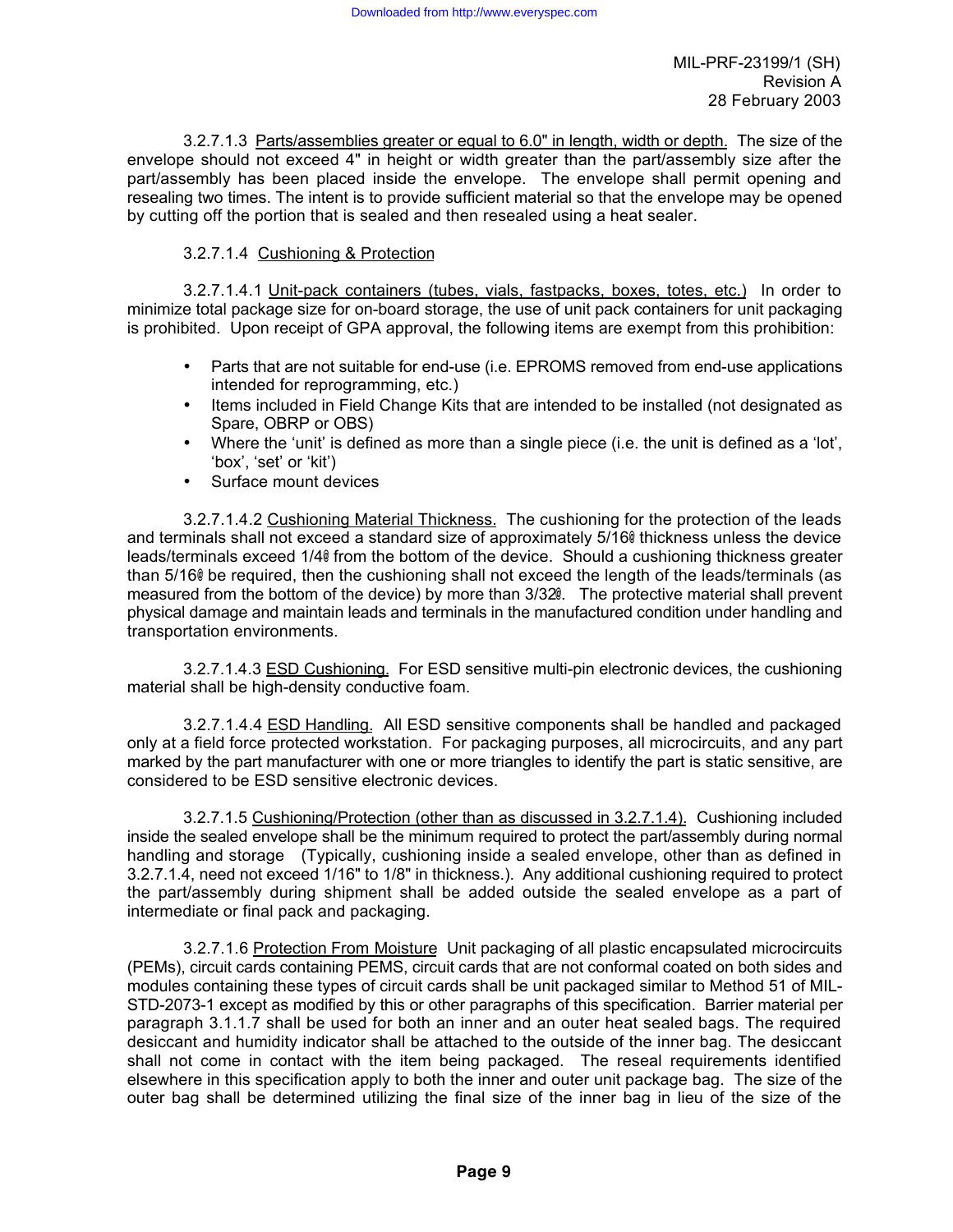3.2.7.1.3 Parts/assemblies greater or equal to 6.0" in length, width or depth. The size of the envelope should not exceed 4" in height or width greater than the part/assembly size after the part/assembly has been placed inside the envelope. The envelope shall permit opening and resealing two times. The intent is to provide sufficient material so that the envelope may be opened by cutting off the portion that is sealed and then resealed using a heat sealer.

3.2.7.1.4 Cushioning & Protection

3.2.7.1.4.1 Unit-pack containers (tubes, vials, fastpacks, boxes, totes, etc.) In order to minimize total package size for on-board storage, the use of unit pack containers for unit packaging is prohibited. Upon receipt of GPA approval, the following items are exempt from this prohibition:

- Parts that are not suitable for end-use (i.e. EPROMS removed from end-use applications intended for reprogramming, etc.)
- Items included in Field Change Kits that are intended to be installed (not designated as Spare, OBRP or OBS)
- Where the 'unit' is defined as more than a single piece (i.e. the unit is defined as a 'lot', 'box', 'set' or 'kit')
- Surface mount devices

3.2.7.1.4.2 Cushioning Material Thickness. The cushioning for the protection of the leads and terminals shall not exceed a standard size of approximately 5/16@ thickness unless the device leads/terminals exceed 1/4@ from the bottom of the device. Should a cushioning thickness greater than 5/16@ be required, then the cushioning shall not exceed the length of the leads/terminals (as measured from the bottom of the device) by more than 3/32@. The protective material shall prevent physical damage and maintain leads and terminals in the manufactured condition under handling and transportation environments.

3.2.7.1.4.3 ESD Cushioning. For ESD sensitive multi-pin electronic devices, the cushioning material shall be high-density conductive foam.

3.2.7.1.4.4 ESD Handling. All ESD sensitive components shall be handled and packaged only at a field force protected workstation. For packaging purposes, all microcircuits, and any part marked by the part manufacturer with one or more triangles to identify the part is static sensitive, are considered to be ESD sensitive electronic devices.

3.2.7.1.5 Cushioning/Protection (other than as discussed in 3.2.7.1.4). Cushioning included inside the sealed envelope shall be the minimum required to protect the part/assembly during normal handling and storage (Typically, cushioning inside a sealed envelope, other than as defined in 3.2.7.1.4, need not exceed 1/16" to 1/8" in thickness.). Any additional cushioning required to protect the part/assembly during shipment shall be added outside the sealed envelope as a part of intermediate or final pack and packaging.

3.2.7.1.6 Protection From Moisture Unit packaging of all plastic encapsulated microcircuits (PEMs), circuit cards containing PEMS, circuit cards that are not conformal coated on both sides and modules containing these types of circuit cards shall be unit packaged similar to Method 51 of MIL-STD-2073-1 except as modified by this or other paragraphs of this specification. Barrier material per paragraph 3.1.1.7 shall be used for both an inner and an outer heat sealed bags. The required desiccant and humidity indicator shall be attached to the outside of the inner bag. The desiccant shall not come in contact with the item being packaged. The reseal requirements identified elsewhere in this specification apply to both the inner and outer unit package bag. The size of the outer bag shall be determined utilizing the final size of the inner bag in lieu of the size of the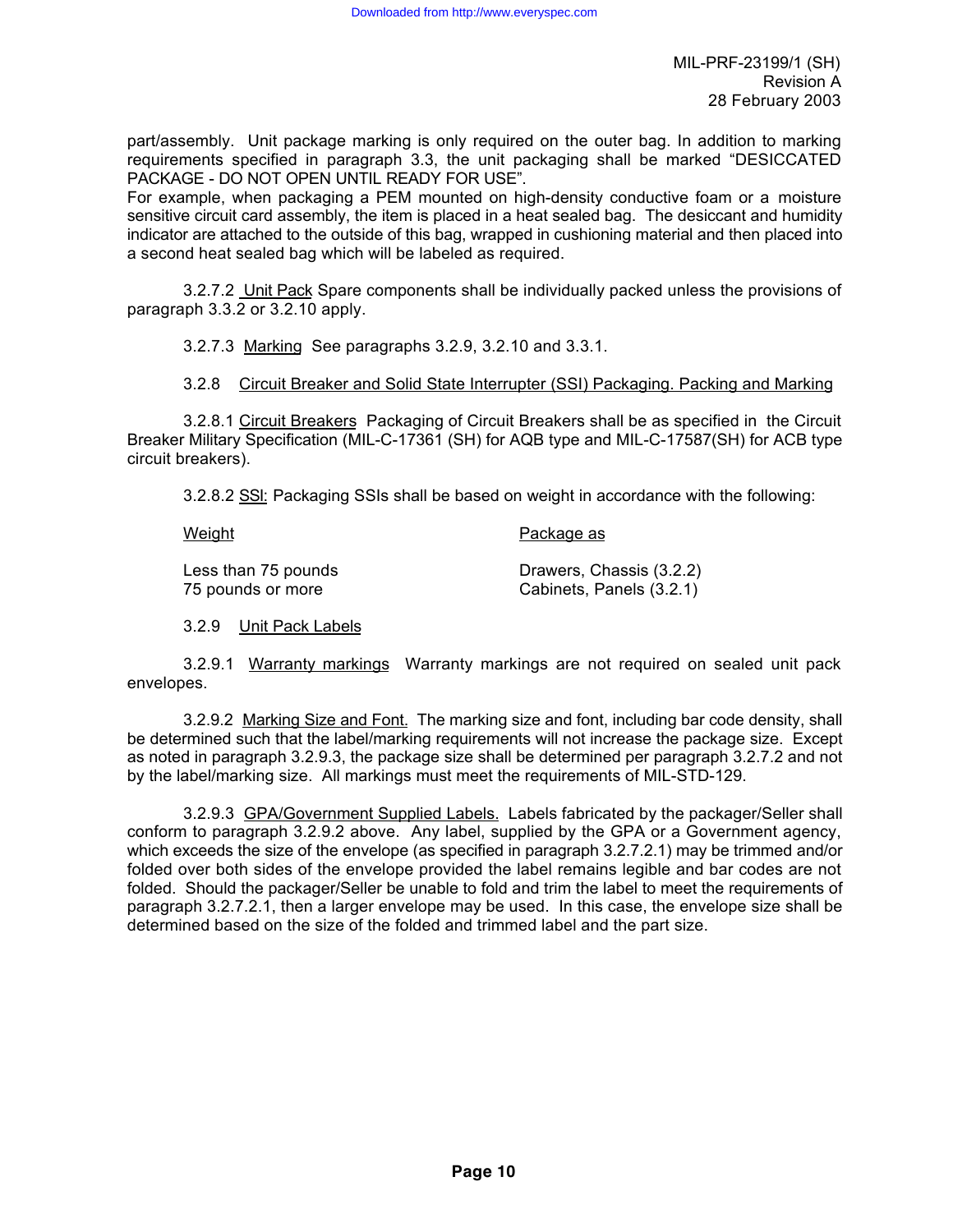part/assembly. Unit package marking is only required on the outer bag. In addition to marking requirements specified in paragraph 3.3, the unit packaging shall be marked "DESICCATED PACKAGE - DO NOT OPEN UNTIL READY FOR USE".

For example, when packaging a PEM mounted on high-density conductive foam or a moisture sensitive circuit card assembly, the item is placed in a heat sealed bag. The desiccant and humidity indicator are attached to the outside of this bag, wrapped in cushioning material and then placed into a second heat sealed bag which will be labeled as required.

3.2.7.2 Unit Pack Spare components shall be individually packed unless the provisions of paragraph 3.3.2 or 3.2.10 apply.

3.2.7.3 Marking See paragraphs 3.2.9, 3.2.10 and 3.3.1.

3.2.8 Circuit Breaker and Solid State Interrupter (SSI) Packaging. Packing and Marking

3.2.8.1 Circuit Breakers Packaging of Circuit Breakers shall be as specified in the Circuit Breaker Military Specification (MIL-C-17361 (SH) for AQB type and MIL-C-17587(SH) for ACB type circuit breakers).

3.2.8.2 SSI: Packaging SSIs shall be based on weight in accordance with the following:

| Weight | Package as |
|---|---|
| Less than 75 pounds | Drawers, Chassis (3.2.2) |
| 75 pounds or more | Cabinets, Panels (3.2.1) |

3.2.9 Unit Pack Labels

3.2.9.1 Warranty markings Warranty markings are not required on sealed unit pack envelopes.

3.2.9.2 Marking Size and Font. The marking size and font, including bar code density, shall be determined such that the label/marking requirements will not increase the package size. Except as noted in paragraph 3.2.9.3, the package size shall be determined per paragraph 3.2.7.2 and not by the label/marking size. All markings must meet the requirements of MIL-STD-129.

3.2.9.3 GPA/Government Supplied Labels. Labels fabricated by the packager/Seller shall conform to paragraph 3.2.9.2 above. Any label, supplied by the GPA or a Government agency, which exceeds the size of the envelope (as specified in paragraph 3.2.7.2.1) may be trimmed and/or folded over both sides of the envelope provided the label remains legible and bar codes are not folded. Should the packager/Seller be unable to fold and trim the label to meet the requirements of paragraph 3.2.7.2.1, then a larger envelope may be used. In this case, the envelope size shall be determined based on the size of the folded and trimmed label and the part size.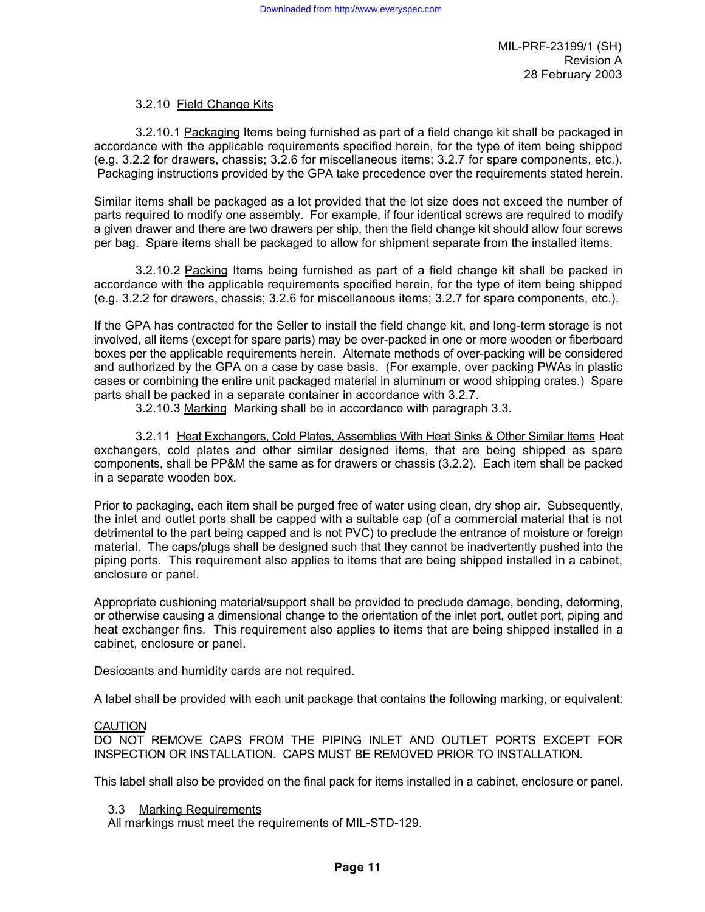3.2.10 Field Change Kits

3.2.10.1 Packaging Items being furnished as part of a field change kit shall be packaged in accordance with the applicable requirements specified herein, for the type of item being shipped (e.g. 3.2.2 for drawers, chassis; 3.2.6 for miscellaneous items; 3.2.7 for spare components, etc.). Packaging instructions provided by the GPA take precedence over the requirements stated herein.

Similar items shall be packaged as a lot provided that the lot size does not exceed the number of parts required to modify one assembly. For example, if four identical screws are required to modify a given drawer and there are two drawers per ship, then the field change kit should allow four screws per bag. Spare items shall be packaged to allow for shipment separate from the installed items.

3.2.10.2 Packing Items being furnished as part of a field change kit shall be packed in accordance with the applicable requirements specified herein, for the type of item being shipped (e.g. 3.2.2 for drawers, chassis; 3.2.6 for miscellaneous items; 3.2.7 for spare components, etc.).

If the GPA has contracted for the Seller to install the field change kit, and long-term storage is not involved, all items (except for spare parts) may be over-packed in one or more wooden or fiberboard boxes per the applicable requirements herein. Alternate methods of over-packing will be considered and authorized by the GPA on a case by case basis. (For example, over packing PWAs in plastic cases or combining the entire unit packaged material in aluminum or wood shipping crates.) Spare parts shall be packed in a separate container in accordance with 3.2.7.

3.2.10.3 Marking Marking shall be in accordance with paragraph 3.3.

3.2.11 Heat Exchangers, Cold Plates, Assemblies With Heat Sinks & Other Similar Items Heat exchangers, cold plates and other similar designed items, that are being shipped as spare components, shall be PP&M the same as for drawers or chassis (3.2.2). Each item shall be packed in a separate wooden box.

Prior to packaging, each item shall be purged free of water using clean, dry shop air. Subsequently, the inlet and outlet ports shall be capped with a suitable cap (of a commercial material that is not detrimental to the part being capped and is not PVC) to preclude the entrance of moisture or foreign material. The caps/plugs shall be designed such that they cannot be inadvertently pushed into the piping ports. This requirement also applies to items that are being shipped installed in a cabinet, enclosure or panel.

Appropriate cushioning material/support shall be provided to preclude damage, bending, deforming, or otherwise causing a dimensional change to the orientation of the inlet port, outlet port, piping and heat exchanger fins. This requirement also applies to items that are being shipped installed in a cabinet, enclosure or panel.

Desiccants and humidity cards are not required.

A label shall be provided with each unit package that contains the following marking, or equivalent:

CAUTION
DO NOT REMOVE CAPS FROM THE PIPING INLET AND OUTLET PORTS EXCEPT FOR INSPECTION OR INSTALLATION. CAPS MUST BE REMOVED PRIOR TO INSTALLATION.

This label shall also be provided on the final pack for items installed in a cabinet, enclosure or panel.

3.3 Marking Requirements

All markings must meet the requirements of MIL-STD-129.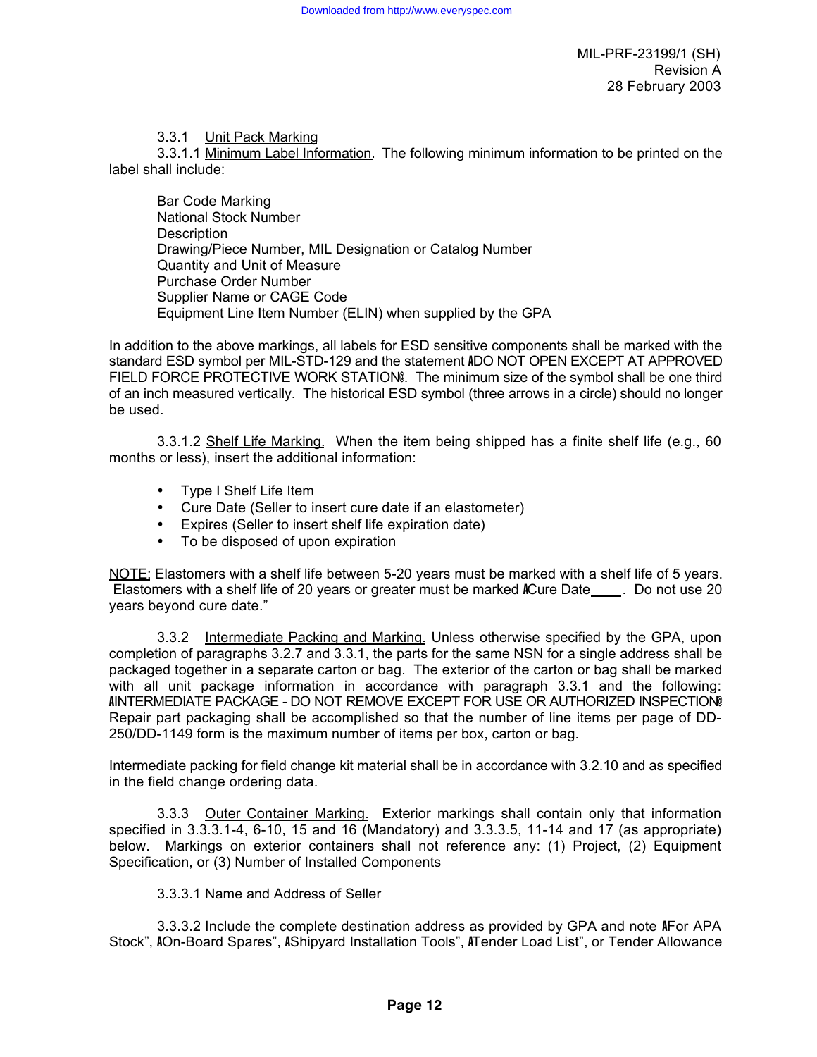3.3.1 Unit Pack Marking

3.3.1.1 Minimum Label Information. The following minimum information to be printed on the label shall include:

Bar Code Marking
National Stock Number
Description
Drawing/Piece Number, MIL Designation or Catalog Number
Quantity and Unit of Measure
Purchase Order Number
Supplier Name or CAGE Code
Equipment Line Item Number (ELIN) when supplied by the GPA

In addition to the above markings, all labels for ESD sensitive components shall be marked with the standard ESD symbol per MIL-STD-129 and the statement "DO NOT OPEN EXCEPT AT APPROVED FIELD FORCE PROTECTIVE WORK STATION". The minimum size of the symbol shall be one third of an inch measured vertically. The historical ESD symbol (three arrows in a circle) should no longer be used.

3.3.1.2 Shelf Life Marking. When the item being shipped has a finite shelf life (e.g., 60 months or less), insert the additional information:

- Type I Shelf Life Item
- Cure Date (Seller to insert cure date if an elastometer)
- Expires (Seller to insert shelf life expiration date)
- To be disposed of upon expiration

NOTE: Elastomers with a shelf life between 5-20 years must be marked with a shelf life of 5 years. Elastomers with a shelf life of 20 years or greater must be marked "Cure Date____. Do not use 20 years beyond cure date."

3.3.2 Intermediate Packing and Marking. Unless otherwise specified by the GPA, upon completion of paragraphs 3.2.7 and 3.3.1, the parts for the same NSN for a single address shall be packaged together in a separate carton or bag. The exterior of the carton or bag shall be marked with all unit package information in accordance with paragraph 3.3.1 and the following: "INTERMEDIATE PACKAGE - DO NOT REMOVE EXCEPT FOR USE OR AUTHORIZED INSPECTION" Repair part packaging shall be accomplished so that the number of line items per page of DD-250/DD-1149 form is the maximum number of items per box, carton or bag.

Intermediate packing for field change kit material shall be in accordance with 3.2.10 and as specified in the field change ordering data.

3.3.3 Outer Container Marking. Exterior markings shall contain only that information specified in 3.3.3.1-4, 6-10, 15 and 16 (Mandatory) and 3.3.3.5, 11-14 and 17 (as appropriate) below. Markings on exterior containers shall not reference any: (1) Project, (2) Equipment Specification, or (3) Number of Installed Components

3.3.3.1 Name and Address of Seller

3.3.3.2 Include the complete destination address as provided by GPA and note "For APA Stock", "On-Board Spares", "Shipyard Installation Tools", "Tender Load List", or Tender Allowance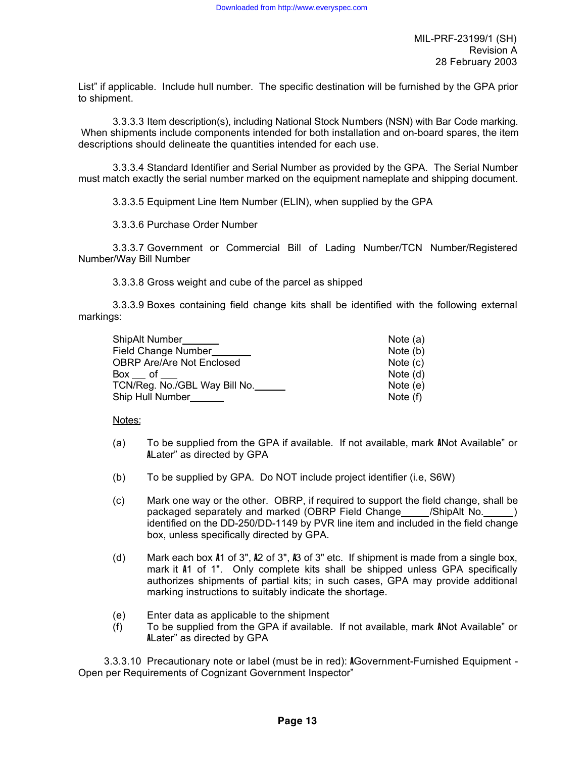List" if applicable. Include hull number. The specific destination will be furnished by the GPA prior to shipment.

3.3.3.3 Item description(s), including National Stock Numbers (NSN) with Bar Code marking. When shipments include components intended for both installation and on-board spares, the item descriptions should delineate the quantities intended for each use.

3.3.3.4 Standard Identifier and Serial Number as provided by the GPA. The Serial Number must match exactly the serial number marked on the equipment nameplate and shipping document.

3.3.3.5 Equipment Line Item Number (ELIN), when supplied by the GPA

3.3.3.6 Purchase Order Number

3.3.3.7 Government or Commercial Bill of Lading Number/TCN Number/Registered Number/Way Bill Number

3.3.3.8 Gross weight and cube of the parcel as shipped

3.3.3.9 Boxes containing field change kits shall be identified with the following external markings:

| | |
|---|---|
| ShipAlt Number_______ | Note (a) |
| Field Change Number_______ | Note (b) |
| OBRP Are/Are Not Enclosed | Note (c) |
| Box __ of ___ | Note (d) |
| TCN/Reg. No./GBL Way Bill No.______ | Note (e) |
| Ship Hull Number______ | Note (f) |

Notes:

(a) To be supplied from the GPA if available. If not available, mark "Not Available" or "Later" as directed by GPA

(b) To be supplied by GPA. Do NOT include project identifier (i.e, S6W)

(c) Mark one way or the other. OBRP, if required to support the field change, shall be packaged separately and marked (OBRP Field Change_____/ShipAlt No.______) identified on the DD-250/DD-1149 by PVR line item and included in the field change box, unless specifically directed by GPA.

(d) Mark each box "1 of 3", "2 of 3", "3 of 3" etc. If shipment is made from a single box, mark it "1 of 1". Only complete kits shall be shipped unless GPA specifically authorizes shipments of partial kits; in such cases, GPA may provide additional marking instructions to suitably indicate the shortage.

(e) Enter data as applicable to the shipment

(f) To be supplied from the GPA if available. If not available, mark "Not Available" or "Later" as directed by GPA

3.3.3.10 Precautionary note or label (must be in red): "Government-Furnished Equipment - Open per Requirements of Cognizant Government Inspector"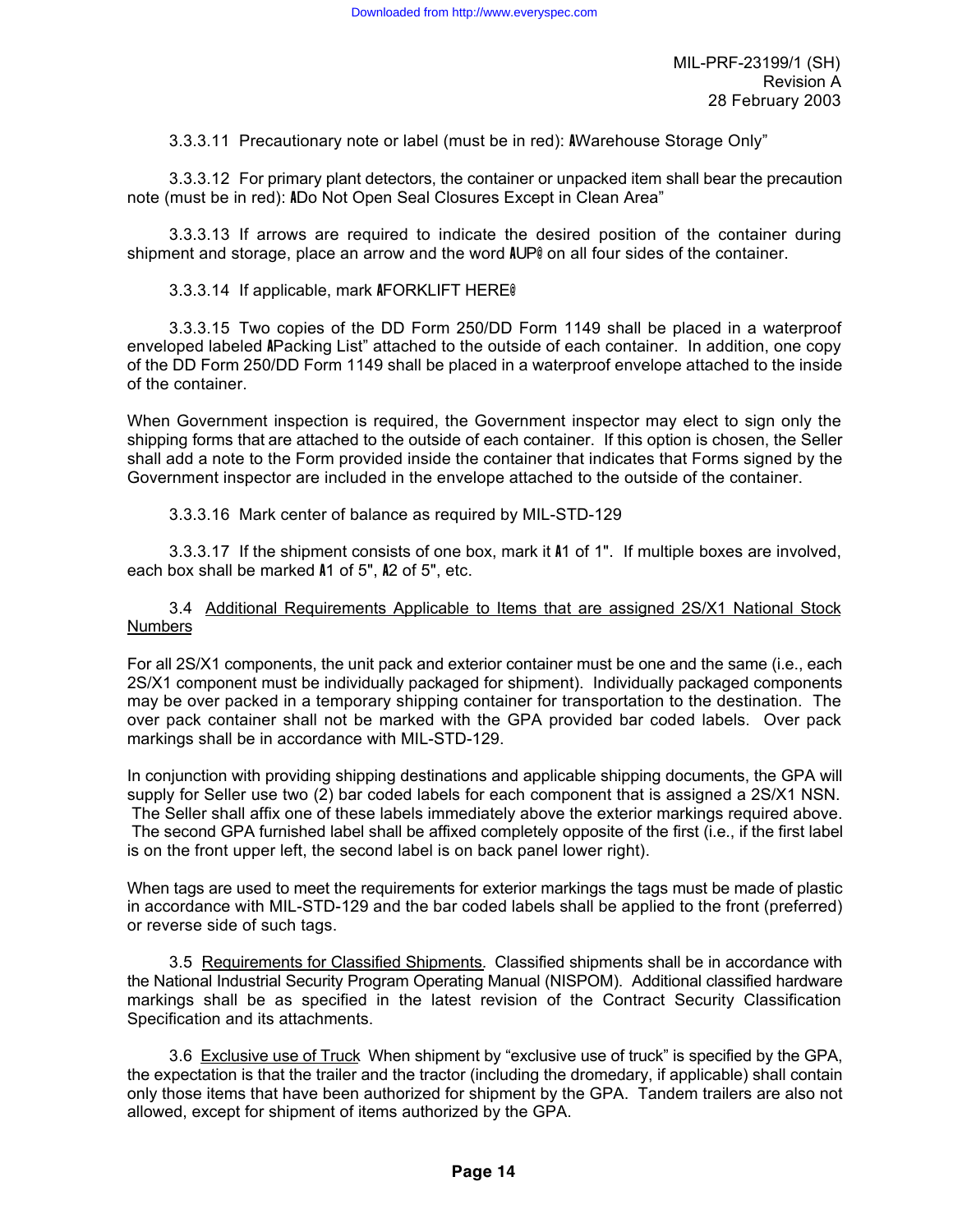3.3.3.11 Precautionary note or label (must be in red): ΑWarehouse Storage Only"

3.3.3.12 For primary plant detectors, the container or unpacked item shall bear the precaution note (must be in red): ΑDo Not Open Seal Closures Except in Clean Area"

3.3.3.13 If arrows are required to indicate the desired position of the container during shipment and storage, place an arrow and the word ΑUP@ on all four sides of the container.

3.3.3.14 If applicable, mark ΑFORKLIFT HERE@

3.3.3.15 Two copies of the DD Form 250/DD Form 1149 shall be placed in a waterproof enveloped labeled ΑPacking List" attached to the outside of each container. In addition, one copy of the DD Form 250/DD Form 1149 shall be placed in a waterproof envelope attached to the inside of the container.

When Government inspection is required, the Government inspector may elect to sign only the shipping forms that are attached to the outside of each container. If this option is chosen, the Seller shall add a note to the Form provided inside the container that indicates that Forms signed by the Government inspector are included in the envelope attached to the outside of the container.

3.3.3.16 Mark center of balance as required by MIL-STD-129

3.3.3.17 If the shipment consists of one box, mark it Α1 of 1". If multiple boxes are involved, each box shall be marked Α1 of 5", Α2 of 5", etc.

3.4 <u>Additional Requirements Applicable to Items that are assigned 2S/X1 National Stock Numbers</u>

For all 2S/X1 components, the unit pack and exterior container must be one and the same (i.e., each 2S/X1 component must be individually packaged for shipment). Individually packaged components may be over packed in a temporary shipping container for transportation to the destination. The over pack container shall not be marked with the GPA provided bar coded labels. Over pack markings shall be in accordance with MIL-STD-129.

In conjunction with providing shipping destinations and applicable shipping documents, the GPA will supply for Seller use two (2) bar coded labels for each component that is assigned a 2S/X1 NSN. The Seller shall affix one of these labels immediately above the exterior markings required above. The second GPA furnished label shall be affixed completely opposite of the first (i.e., if the first label is on the front upper left, the second label is on back panel lower right).

When tags are used to meet the requirements for exterior markings the tags must be made of plastic in accordance with MIL-STD-129 and the bar coded labels shall be applied to the front (preferred) or reverse side of such tags.

3.5 <u>Requirements for Classified Shipments</u>. Classified shipments shall be in accordance with the National Industrial Security Program Operating Manual (NISPOM). Additional classified hardware markings shall be as specified in the latest revision of the Contract Security Classification Specification and its attachments.

3.6 <u>Exclusive use of Truck</u> When shipment by "exclusive use of truck" is specified by the GPA, the expectation is that the trailer and the tractor (including the dromedary, if applicable) shall contain only those items that have been authorized for shipment by the GPA. Tandem trailers are also not allowed, except for shipment of items authorized by the GPA.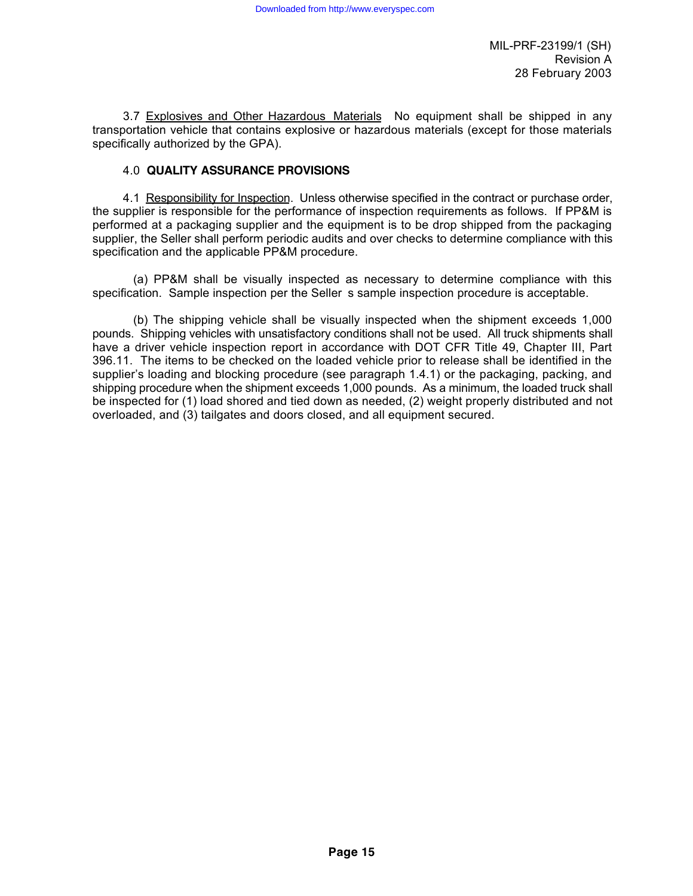3.7 Explosives and Other Hazardous Materials No equipment shall be shipped in any transportation vehicle that contains explosive or hazardous materials (except for those materials specifically authorized by the GPA).

## 4.0 QUALITY ASSURANCE PROVISIONS

4.1 Responsibility for Inspection. Unless otherwise specified in the contract or purchase order, the supplier is responsible for the performance of inspection requirements as follows. If PP&M is performed at a packaging supplier and the equipment is to be drop shipped from the packaging supplier, the Seller shall perform periodic audits and over checks to determine compliance with this specification and the applicable PP&M procedure.

(a) PP&M shall be visually inspected as necessary to determine compliance with this specification. Sample inspection per the Seller s sample inspection procedure is acceptable.

(b) The shipping vehicle shall be visually inspected when the shipment exceeds 1,000 pounds. Shipping vehicles with unsatisfactory conditions shall not be used. All truck shipments shall have a driver vehicle inspection report in accordance with DOT CFR Title 49, Chapter III, Part 396.11. The items to be checked on the loaded vehicle prior to release shall be identified in the supplier's loading and blocking procedure (see paragraph 1.4.1) or the packaging, packing, and shipping procedure when the shipment exceeds 1,000 pounds. As a minimum, the loaded truck shall be inspected for (1) load shored and tied down as needed, (2) weight properly distributed and not overloaded, and (3) tailgates and doors closed, and all equipment secured.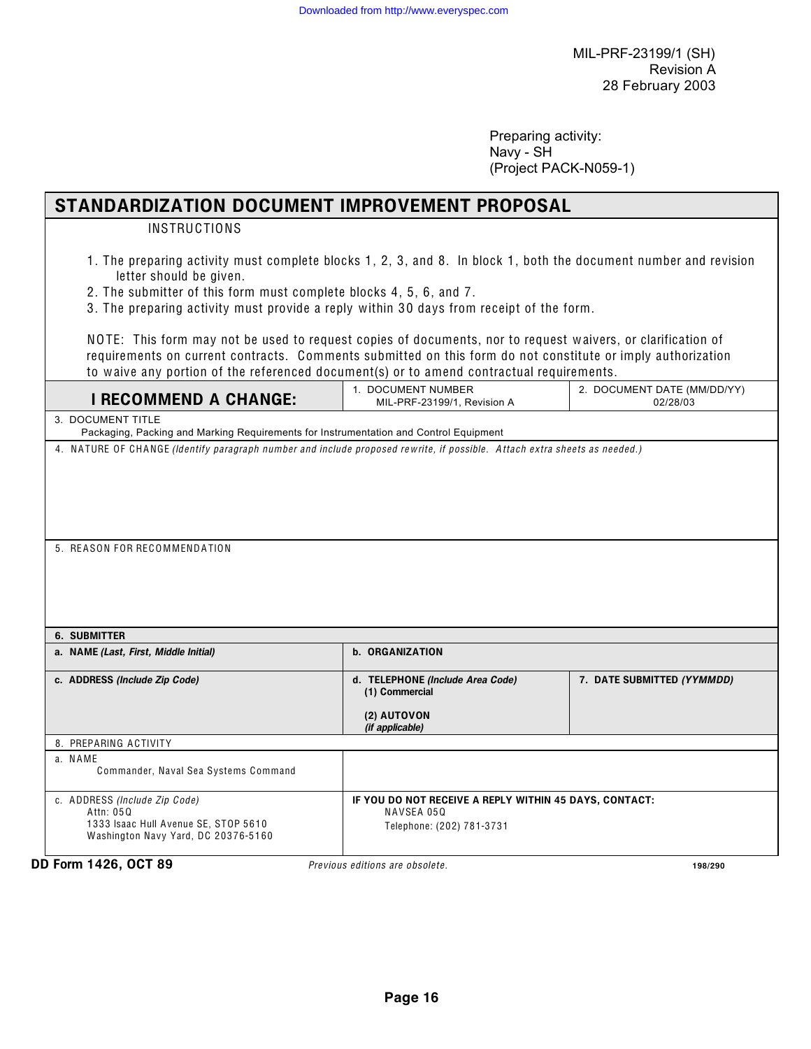MIL-PRF-23199/1 (SH)
Revision A
28 February 2003

Preparing activity:
Navy - SH
(Project PACK-N059-1)

## STANDARDIZATION DOCUMENT IMPROVEMENT PROPOSAL

INSTRUCTIONS

1. The preparing activity must complete blocks 1, 2, 3, and 8. In block 1, both the document number and revision letter should be given.
2. The submitter of this form must complete blocks 4, 5, 6, and 7.
3. The preparing activity must provide a reply within 30 days from receipt of the form.

NOTE: This form may not be used to request copies of documents, nor to request waivers, or clarification of requirements on current contracts. Comments submitted on this form do not constitute or imply authorization to waive any portion of the referenced document(s) or to amend contractual requirements.

| | | |
|---|---|---|
| **I RECOMMEND A CHANGE:** | 1. DOCUMENT NUMBER<br>MIL-PRF-23199/1, Revision A | 2. DOCUMENT DATE (MM/DD/YY)<br>02/28/03 |
| 3. DOCUMENT TITLE<br>Packaging, Packing and Marking Requirements for Instrumentation and Control Equipment | | |
| 4. NATURE OF CHANGE *(Identify paragraph number and include proposed rewrite, if possible. Attach extra sheets as needed.)* | | |
| 5. REASON FOR RECOMMENDATION | | |
| **6. SUBMITTER** | | |
| **a. NAME *(Last, First, Middle Initial)*** | **b. ORGANIZATION** | |
| **c. ADDRESS *(Include Zip Code)*** | **d. TELEPHONE *(Include Area Code)*<br>(1) Commercial<br><br>(2) AUTOVON<br>*(if applicable)*** | **7. DATE SUBMITTED *(YYMMDD)*** |
| 8. PREPARING ACTIVITY | | |
| a. NAME<br>Commander, Naval Sea Systems Command | | |
| c. ADDRESS *(Include Zip Code)*<br>Attn: 05Q<br>1333 Isaac Hull Avenue SE, STOP 5610<br>Washington Navy Yard, DC 20376-5160 | **IF YOU DO NOT RECEIVE A REPLY WITHIN 45 DAYS, CONTACT:**<br>NAVSEA 05Q<br>Telephone: (202) 781-3731 | |

**DD Form 1426, OCT 89** *Previous editions are obsolete.* **198/290**